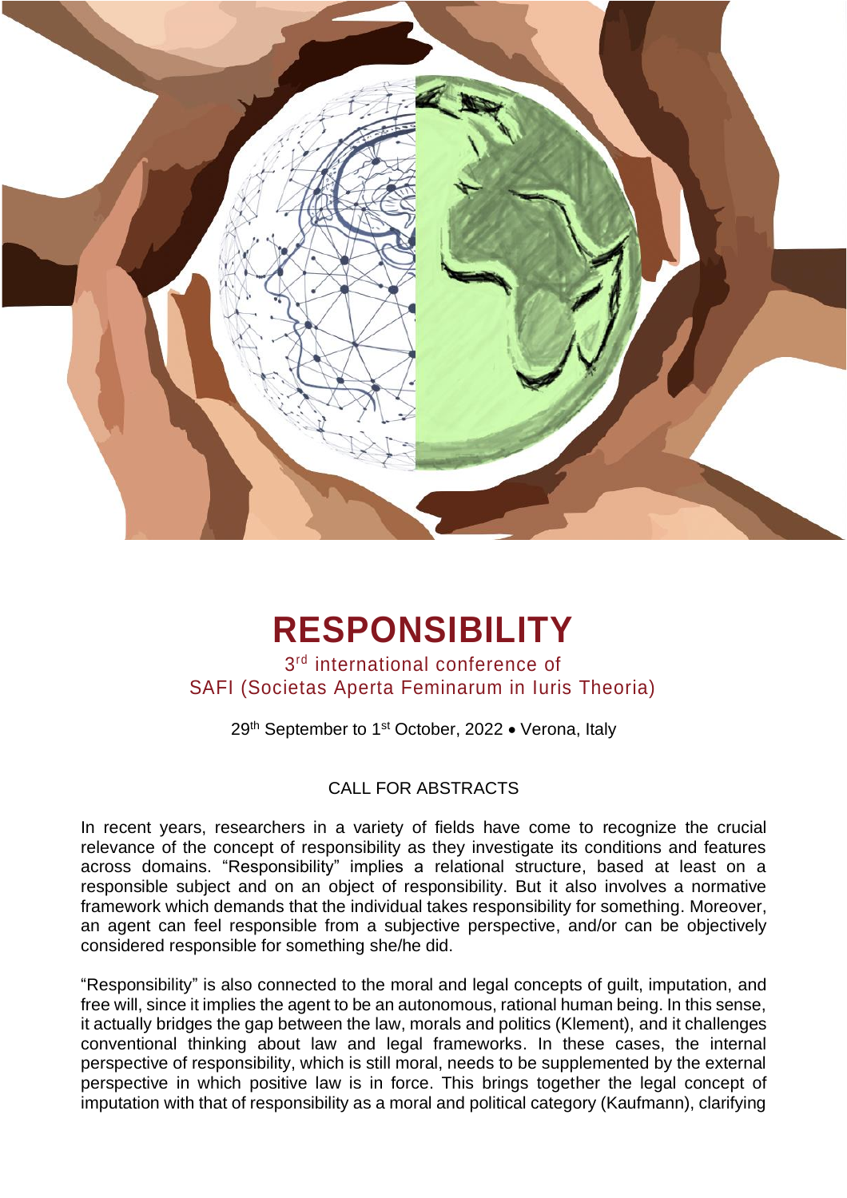# RESPONSIBILITY

3rd international conference of
SAFI (Societas Aperta Feminarum in Iuris Theoria)

29th September to 1st October, 2022 • Verona, Italy

## CALL FOR ABSTRACTS

In recent years, researchers in a variety of fields have come to recognize the crucial relevance of the concept of responsibility as they investigate its conditions and features across domains. "Responsibility" implies a relational structure, based at least on a responsible subject and on an object of responsibility. But it also involves a normative framework which demands that the individual takes responsibility for something. Moreover, an agent can feel responsible from a subjective perspective, and/or can be objectively considered responsible for something she/he did.

"Responsibility" is also connected to the moral and legal concepts of guilt, imputation, and free will, since it implies the agent to be an autonomous, rational human being. In this sense, it actually bridges the gap between the law, morals and politics (Klement), and it challenges conventional thinking about law and legal frameworks. In these cases, the internal perspective of responsibility, which is still moral, needs to be supplemented by the external perspective in which positive law is in force. This brings together the legal concept of imputation with that of responsibility as a moral and political category (Kaufmann), clarifying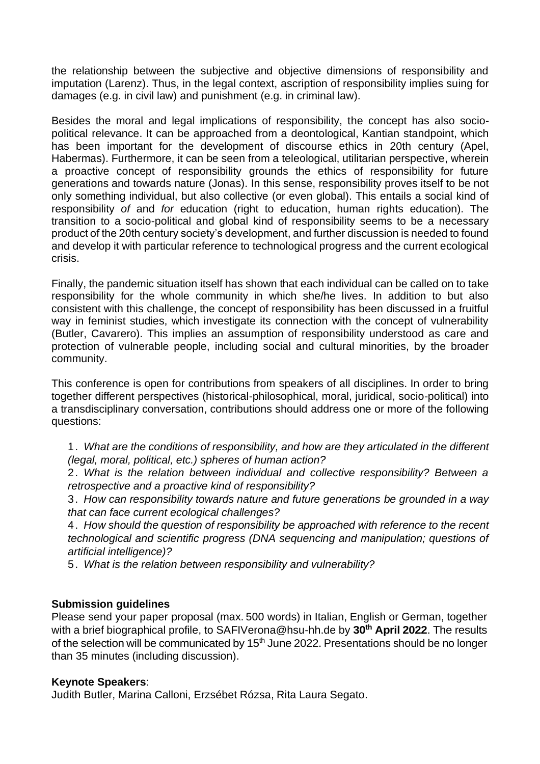the relationship between the subjective and objective dimensions of responsibility and imputation (Larenz). Thus, in the legal context, ascription of responsibility implies suing for damages (e.g. in civil law) and punishment (e.g. in criminal law).

Besides the moral and legal implications of responsibility, the concept has also socio-political relevance. It can be approached from a deontological, Kantian standpoint, which has been important for the development of discourse ethics in 20th century (Apel, Habermas). Furthermore, it can be seen from a teleological, utilitarian perspective, wherein a proactive concept of responsibility grounds the ethics of responsibility for future generations and towards nature (Jonas). In this sense, responsibility proves itself to be not only something individual, but also collective (or even global). This entails a social kind of responsibility *of* and *for* education (right to education, human rights education). The transition to a socio-political and global kind of responsibility seems to be a necessary product of the 20th century society's development, and further discussion is needed to found and develop it with particular reference to technological progress and the current ecological crisis.

Finally, the pandemic situation itself has shown that each individual can be called on to take responsibility for the whole community in which she/he lives. In addition to but also consistent with this challenge, the concept of responsibility has been discussed in a fruitful way in feminist studies, which investigate its connection with the concept of vulnerability (Butler, Cavarero). This implies an assumption of responsibility understood as care and protection of vulnerable people, including social and cultural minorities, by the broader community.

This conference is open for contributions from speakers of all disciplines. In order to bring together different perspectives (historical-philosophical, moral, juridical, socio-political) into a transdisciplinary conversation, contributions should address one or more of the following questions:

1. *What are the conditions of responsibility, and how are they articulated in the different (legal, moral, political, etc.) spheres of human action?*
2. *What is the relation between individual and collective responsibility? Between a retrospective and a proactive kind of responsibility?*
3. *How can responsibility towards nature and future generations be grounded in a way that can face current ecological challenges?*
4. *How should the question of responsibility be approached with reference to the recent technological and scientific progress (DNA sequencing and manipulation; questions of artificial intelligence)?*
5. *What is the relation between responsibility and vulnerability?*

**Submission guidelines**

Please send your paper proposal (max. 500 words) in Italian, English or German, together with a brief biographical profile, to SAFIVerona@hsu-hh.de by **30th April 2022**. The results of the selection will be communicated by 15th June 2022. Presentations should be no longer than 35 minutes (including discussion).

**Keynote Speakers**:

Judith Butler, Marina Calloni, Erzsébet Rózsa, Rita Laura Segato.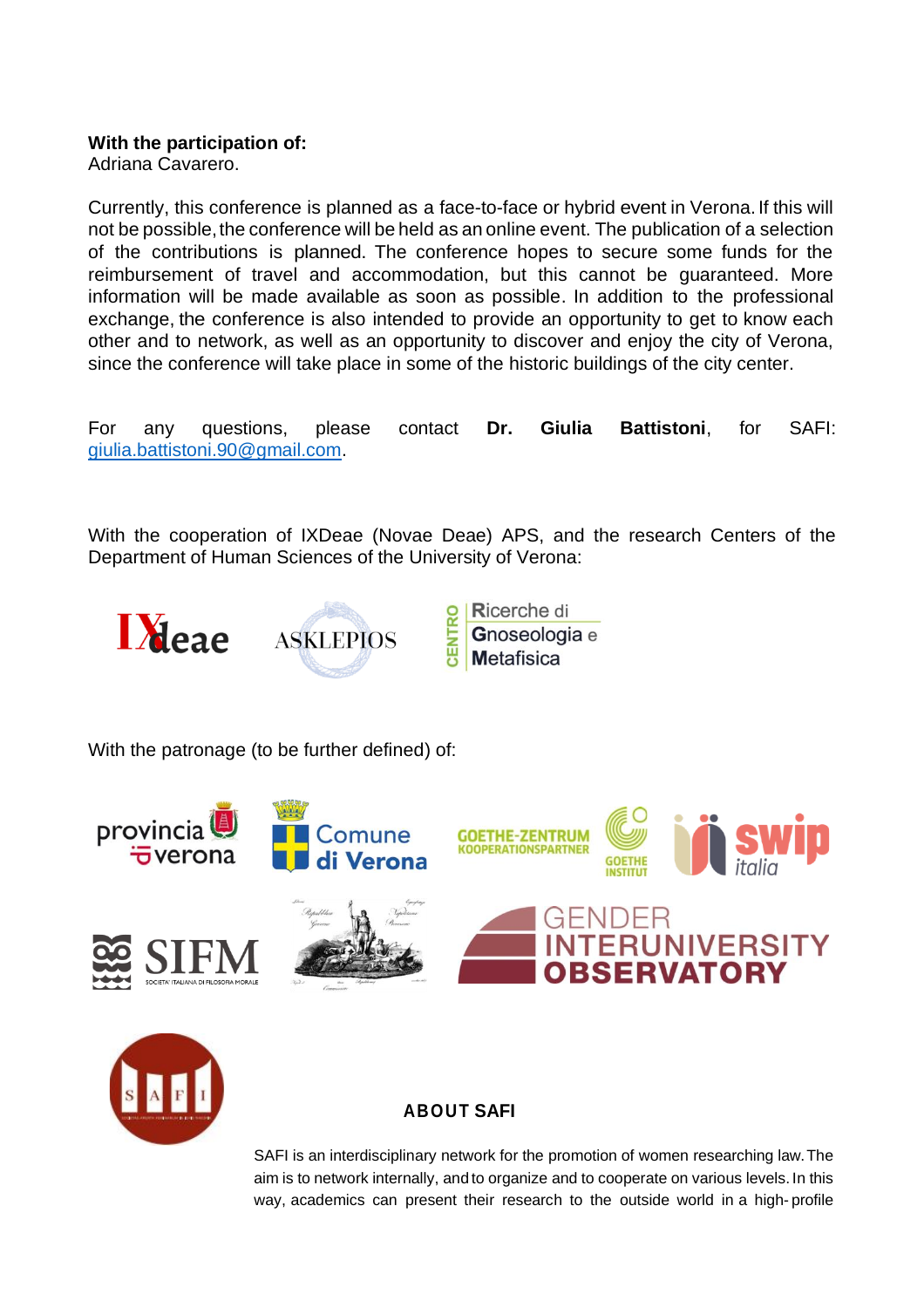**With the participation of:**
Adriana Cavarero.

Currently, this conference is planned as a face-to-face or hybrid event in Verona. If this will not be possible, the conference will be held as an online event. The publication of a selection of the contributions is planned. The conference hopes to secure some funds for the reimbursement of travel and accommodation, but this cannot be guaranteed. More information will be made available as soon as possible. In addition to the professional exchange, the conference is also intended to provide an opportunity to get to know each other and to network, as well as an opportunity to discover and enjoy the city of Verona, since the conference will take place in some of the historic buildings of the city center.

For any questions, please contact **Dr. Giulia Battistoni**, for SAFI: giulia.battistoni.90@gmail.com.

With the cooperation of IXDeae (Novae Deae) APS, and the research Centers of the Department of Human Sciences of the University of Verona:

With the patronage (to be further defined) of:

### ABOUT SAFI

SAFI is an interdisciplinary network for the promotion of women researching law. The aim is to network internally, and to organize and to cooperate on various levels. In this way, academics can present their research to the outside world in a high- profile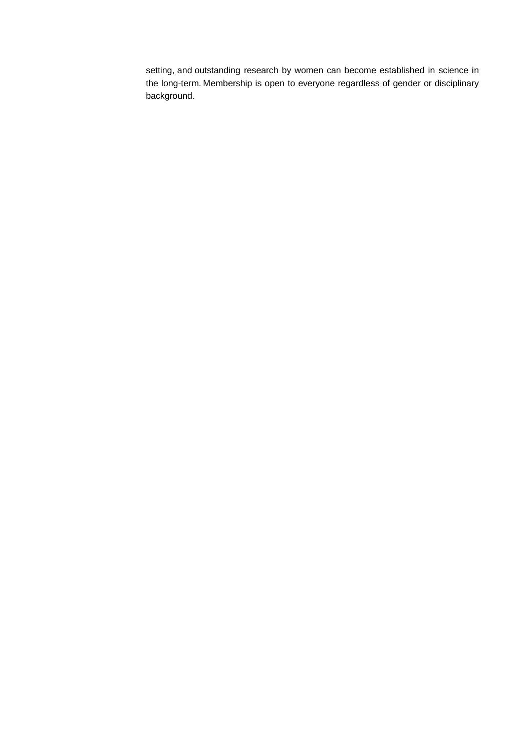setting, and outstanding research by women can become established in science in the long-term. Membership is open to everyone regardless of gender or disciplinary background.